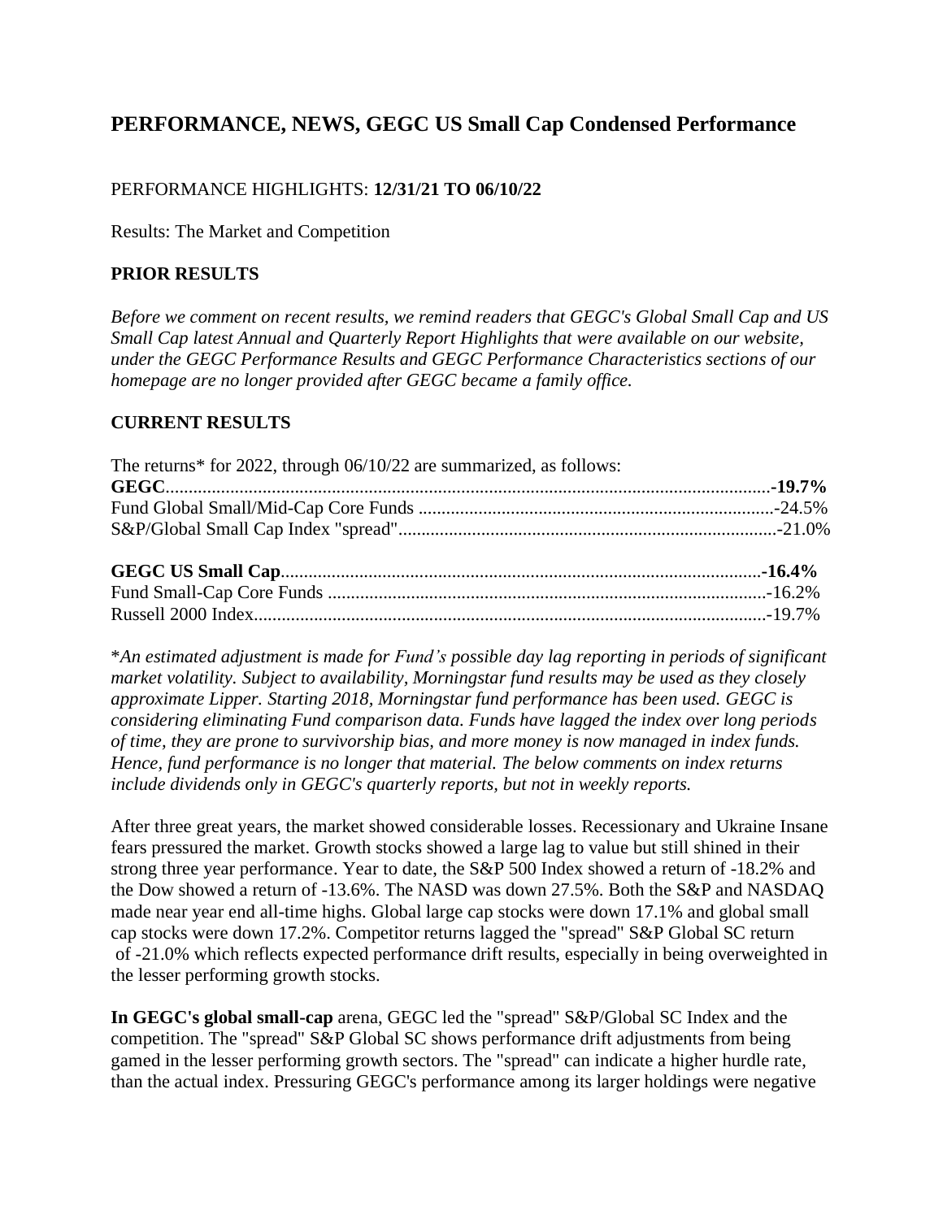# PERFORMANCE, NEWS, GEGC US Small Cap Condensed Performance

PERFORMANCE HIGHLIGHTS: **12/31/21 TO 06/10/22**

Results: The Market and Competition

### PRIOR RESULTS

*Before we comment on recent results, we remind readers that GEGC's Global Small Cap and US Small Cap latest Annual and Quarterly Report Highlights that were available on our website, under the GEGC Performance Results and GEGC Performance Characteristics sections of our homepage are no longer provided after GEGC became a family office.*

### CURRENT RESULTS

The returns* for 2022, through 06/10/22 are summarized, as follows:

| | |
|---|---|
| **GEGC** | **-19.7%** |
| Fund Global Small/Mid-Cap Core Funds | -24.5% |
| S&P/Global Small Cap Index "spread" | -21.0% |
| | |
| **GEGC US Small Cap** | **-16.4%** |
| Fund Small-Cap Core Funds | -16.2% |
| Russell 2000 Index | -19.7% |

**An estimated adjustment is made for Fund's possible day lag reporting in periods of significant market volatility. Subject to availability, Morningstar fund results may be used as they closely approximate Lipper. Starting 2018, Morningstar fund performance has been used. GEGC is considering eliminating Fund comparison data. Funds have lagged the index over long periods of time, they are prone to survivorship bias, and more money is now managed in index funds. Hence, fund performance is no longer that material. The below comments on index returns include dividends only in GEGC's quarterly reports, but not in weekly reports.*

After three great years, the market showed considerable losses. Recessionary and Ukraine Insane fears pressured the market. Growth stocks showed a large lag to value but still shined in their strong three year performance. Year to date, the S&P 500 Index showed a return of -18.2% and the Dow showed a return of -13.6%. The NASD was down 27.5%. Both the S&P and NASDAQ made near year end all-time highs. Global large cap stocks were down 17.1% and global small cap stocks were down 17.2%. Competitor returns lagged the "spread" S&P Global SC return of -21.0% which reflects expected performance drift results, especially in being overweighted in the lesser performing growth stocks.

**In GEGC's global small-cap** arena, GEGC led the "spread" S&P/Global SC Index and the competition. The "spread" S&P Global SC shows performance drift adjustments from being gamed in the lesser performing growth sectors. The "spread" can indicate a higher hurdle rate, than the actual index. Pressuring GEGC's performance among its larger holdings were negative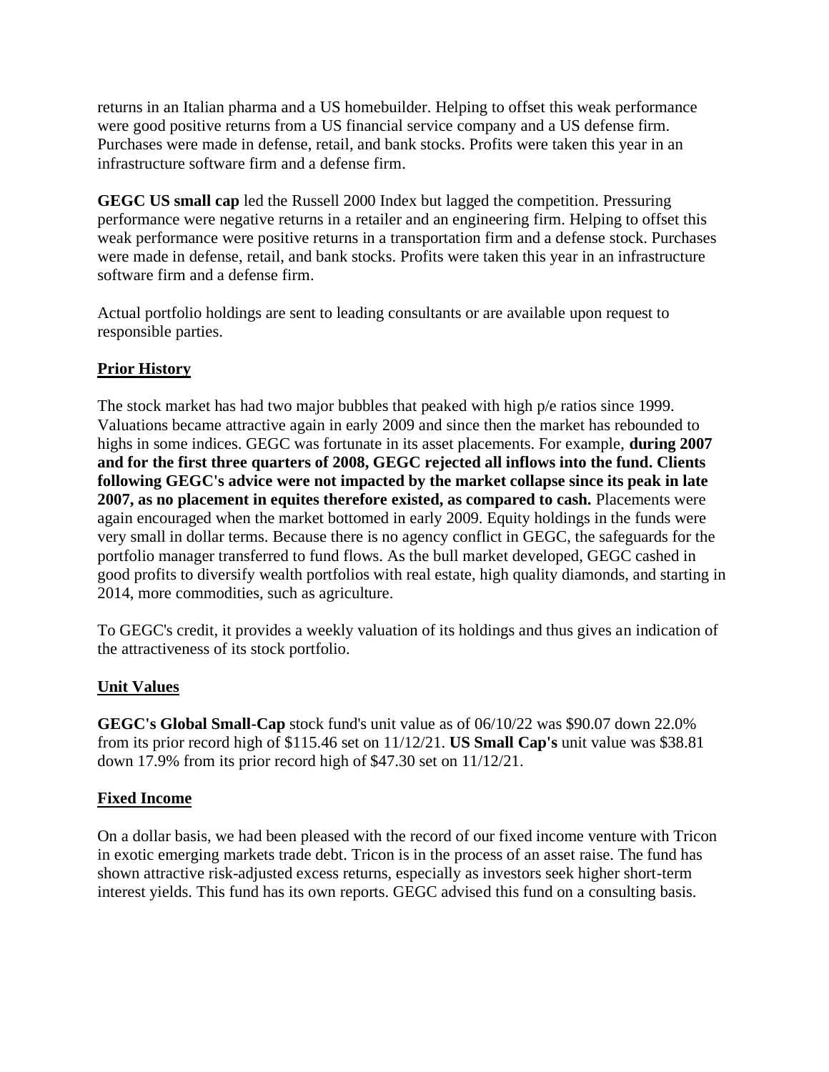returns in an Italian pharma and a US homebuilder. Helping to offset this weak performance were good positive returns from a US financial service company and a US defense firm. Purchases were made in defense, retail, and bank stocks. Profits were taken this year in an infrastructure software firm and a defense firm.

**GEGC US small cap** led the Russell 2000 Index but lagged the competition. Pressuring performance were negative returns in a retailer and an engineering firm. Helping to offset this weak performance were positive returns in a transportation firm and a defense stock. Purchases were made in defense, retail, and bank stocks. Profits were taken this year in an infrastructure software firm and a defense firm.

Actual portfolio holdings are sent to leading consultants or are available upon request to responsible parties.

## Prior History

The stock market has had two major bubbles that peaked with high p/e ratios since 1999. Valuations became attractive again in early 2009 and since then the market has rebounded to highs in some indices. GEGC was fortunate in its asset placements. For example, **during 2007 and for the first three quarters of 2008, GEGC rejected all inflows into the fund. Clients following GEGC's advice were not impacted by the market collapse since its peak in late 2007, as no placement in equites therefore existed, as compared to cash.** Placements were again encouraged when the market bottomed in early 2009. Equity holdings in the funds were very small in dollar terms. Because there is no agency conflict in GEGC, the safeguards for the portfolio manager transferred to fund flows. As the bull market developed, GEGC cashed in good profits to diversify wealth portfolios with real estate, high quality diamonds, and starting in 2014, more commodities, such as agriculture.

To GEGC's credit, it provides a weekly valuation of its holdings and thus gives an indication of the attractiveness of its stock portfolio.

## Unit Values

**GEGC's Global Small-Cap** stock fund's unit value as of 06/10/22 was $90.07 down 22.0% from its prior record high of $115.46 set on 11/12/21. **US Small Cap's** unit value was $38.81 down 17.9% from its prior record high of $47.30 set on 11/12/21.

## Fixed Income

On a dollar basis, we had been pleased with the record of our fixed income venture with Tricon in exotic emerging markets trade debt. Tricon is in the process of an asset raise. The fund has shown attractive risk-adjusted excess returns, especially as investors seek higher short-term interest yields. This fund has its own reports. GEGC advised this fund on a consulting basis.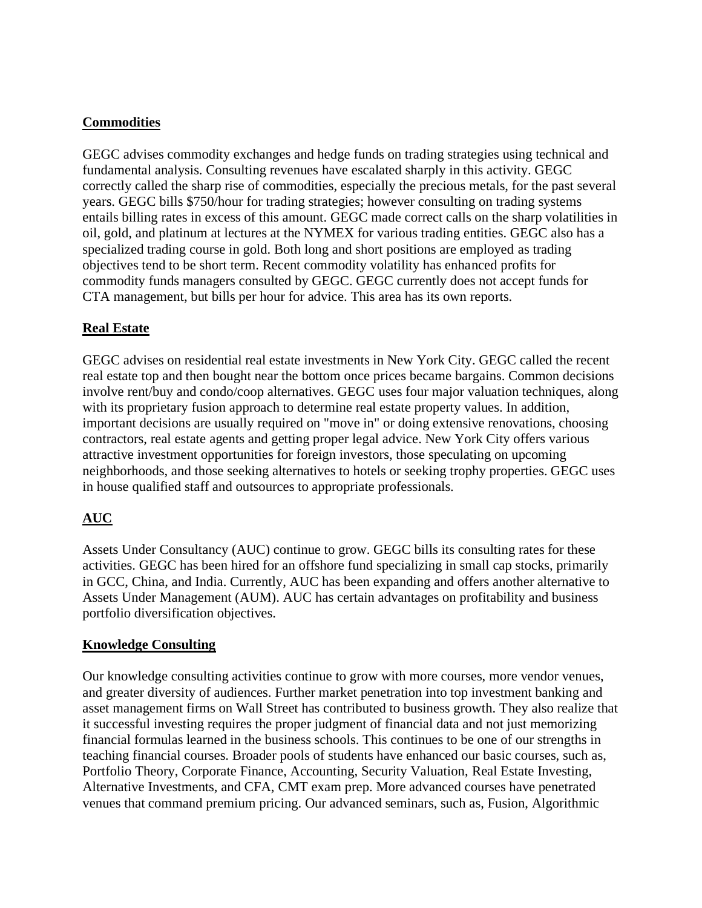## Commodities

GEGC advises commodity exchanges and hedge funds on trading strategies using technical and fundamental analysis. Consulting revenues have escalated sharply in this activity. GEGC correctly called the sharp rise of commodities, especially the precious metals, for the past several years. GEGC bills $750/hour for trading strategies; however consulting on trading systems entails billing rates in excess of this amount. GEGC made correct calls on the sharp volatilities in oil, gold, and platinum at lectures at the NYMEX for various trading entities. GEGC also has a specialized trading course in gold. Both long and short positions are employed as trading objectives tend to be short term. Recent commodity volatility has enhanced profits for commodity funds managers consulted by GEGC. GEGC currently does not accept funds for CTA management, but bills per hour for advice. This area has its own reports.

## Real Estate

GEGC advises on residential real estate investments in New York City. GEGC called the recent real estate top and then bought near the bottom once prices became bargains. Common decisions involve rent/buy and condo/coop alternatives. GEGC uses four major valuation techniques, along with its proprietary fusion approach to determine real estate property values. In addition, important decisions are usually required on "move in" or doing extensive renovations, choosing contractors, real estate agents and getting proper legal advice. New York City offers various attractive investment opportunities for foreign investors, those speculating on upcoming neighborhoods, and those seeking alternatives to hotels or seeking trophy properties. GEGC uses in house qualified staff and outsources to appropriate professionals.

## AUC

Assets Under Consultancy (AUC) continue to grow. GEGC bills its consulting rates for these activities. GEGC has been hired for an offshore fund specializing in small cap stocks, primarily in GCC, China, and India. Currently, AUC has been expanding and offers another alternative to Assets Under Management (AUM). AUC has certain advantages on profitability and business portfolio diversification objectives.

## Knowledge Consulting

Our knowledge consulting activities continue to grow with more courses, more vendor venues, and greater diversity of audiences. Further market penetration into top investment banking and asset management firms on Wall Street has contributed to business growth. They also realize that it successful investing requires the proper judgment of financial data and not just memorizing financial formulas learned in the business schools. This continues to be one of our strengths in teaching financial courses. Broader pools of students have enhanced our basic courses, such as, Portfolio Theory, Corporate Finance, Accounting, Security Valuation, Real Estate Investing, Alternative Investments, and CFA, CMT exam prep. More advanced courses have penetrated venues that command premium pricing. Our advanced seminars, such as, Fusion, Algorithmic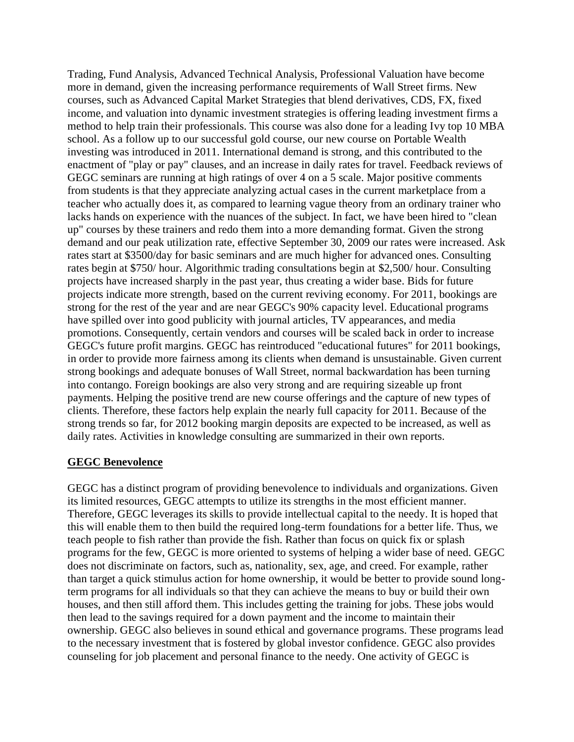Trading, Fund Analysis, Advanced Technical Analysis, Professional Valuation have become more in demand, given the increasing performance requirements of Wall Street firms. New courses, such as Advanced Capital Market Strategies that blend derivatives, CDS, FX, fixed income, and valuation into dynamic investment strategies is offering leading investment firms a method to help train their professionals. This course was also done for a leading Ivy top 10 MBA school. As a follow up to our successful gold course, our new course on Portable Wealth investing was introduced in 2011. International demand is strong, and this contributed to the enactment of "play or pay" clauses, and an increase in daily rates for travel. Feedback reviews of GEGC seminars are running at high ratings of over 4 on a 5 scale. Major positive comments from students is that they appreciate analyzing actual cases in the current marketplace from a teacher who actually does it, as compared to learning vague theory from an ordinary trainer who lacks hands on experience with the nuances of the subject. In fact, we have been hired to "clean up" courses by these trainers and redo them into a more demanding format. Given the strong demand and our peak utilization rate, effective September 30, 2009 our rates were increased. Ask rates start at $3500/day for basic seminars and are much higher for advanced ones. Consulting rates begin at $750/ hour. Algorithmic trading consultations begin at $2,500/ hour. Consulting projects have increased sharply in the past year, thus creating a wider base. Bids for future projects indicate more strength, based on the current reviving economy. For 2011, bookings are strong for the rest of the year and are near GEGC's 90% capacity level. Educational programs have spilled over into good publicity with journal articles, TV appearances, and media promotions. Consequently, certain vendors and courses will be scaled back in order to increase GEGC's future profit margins. GEGC has reintroduced "educational futures" for 2011 bookings, in order to provide more fairness among its clients when demand is unsustainable. Given current strong bookings and adequate bonuses of Wall Street, normal backwardation has been turning into contango. Foreign bookings are also very strong and are requiring sizeable up front payments. Helping the positive trend are new course offerings and the capture of new types of clients. Therefore, these factors help explain the nearly full capacity for 2011. Because of the strong trends so far, for 2012 booking margin deposits are expected to be increased, as well as daily rates. Activities in knowledge consulting are summarized in their own reports.

## GEGC Benevolence

GEGC has a distinct program of providing benevolence to individuals and organizations. Given its limited resources, GEGC attempts to utilize its strengths in the most efficient manner. Therefore, GEGC leverages its skills to provide intellectual capital to the needy. It is hoped that this will enable them to then build the required long-term foundations for a better life. Thus, we teach people to fish rather than provide the fish. Rather than focus on quick fix or splash programs for the few, GEGC is more oriented to systems of helping a wider base of need. GEGC does not discriminate on factors, such as, nationality, sex, age, and creed. For example, rather than target a quick stimulus action for home ownership, it would be better to provide sound long-term programs for all individuals so that they can achieve the means to buy or build their own houses, and then still afford them. This includes getting the training for jobs. These jobs would then lead to the savings required for a down payment and the income to maintain their ownership. GEGC also believes in sound ethical and governance programs. These programs lead to the necessary investment that is fostered by global investor confidence. GEGC also provides counseling for job placement and personal finance to the needy. One activity of GEGC is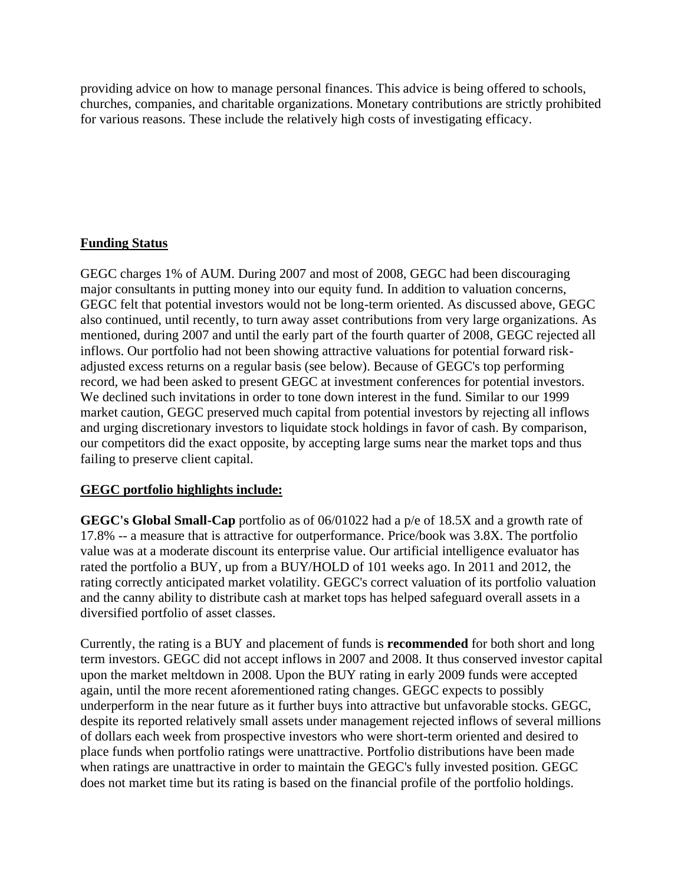providing advice on how to manage personal finances. This advice is being offered to schools, churches, companies, and charitable organizations. Monetary contributions are strictly prohibited for various reasons. These include the relatively high costs of investigating efficacy.

## Funding Status

GEGC charges 1% of AUM. During 2007 and most of 2008, GEGC had been discouraging major consultants in putting money into our equity fund. In addition to valuation concerns, GEGC felt that potential investors would not be long-term oriented. As discussed above, GEGC also continued, until recently, to turn away asset contributions from very large organizations. As mentioned, during 2007 and until the early part of the fourth quarter of 2008, GEGC rejected all inflows. Our portfolio had not been showing attractive valuations for potential forward risk-adjusted excess returns on a regular basis (see below). Because of GEGC's top performing record, we had been asked to present GEGC at investment conferences for potential investors. We declined such invitations in order to tone down interest in the fund. Similar to our 1999 market caution, GEGC preserved much capital from potential investors by rejecting all inflows and urging discretionary investors to liquidate stock holdings in favor of cash. By comparison, our competitors did the exact opposite, by accepting large sums near the market tops and thus failing to preserve client capital.

## GEGC portfolio highlights include:

**GEGC's Global Small-Cap** portfolio as of 06/01022 had a p/e of 18.5X and a growth rate of 17.8% -- a measure that is attractive for outperformance. Price/book was 3.8X. The portfolio value was at a moderate discount its enterprise value. Our artificial intelligence evaluator has rated the portfolio a BUY, up from a BUY/HOLD of 101 weeks ago. In 2011 and 2012, the rating correctly anticipated market volatility. GEGC's correct valuation of its portfolio valuation and the canny ability to distribute cash at market tops has helped safeguard overall assets in a diversified portfolio of asset classes.

Currently, the rating is a BUY and placement of funds is **recommended** for both short and long term investors. GEGC did not accept inflows in 2007 and 2008. It thus conserved investor capital upon the market meltdown in 2008. Upon the BUY rating in early 2009 funds were accepted again, until the more recent aforementioned rating changes. GEGC expects to possibly underperform in the near future as it further buys into attractive but unfavorable stocks. GEGC, despite its reported relatively small assets under management rejected inflows of several millions of dollars each week from prospective investors who were short-term oriented and desired to place funds when portfolio ratings were unattractive. Portfolio distributions have been made when ratings are unattractive in order to maintain the GEGC's fully invested position. GEGC does not market time but its rating is based on the financial profile of the portfolio holdings.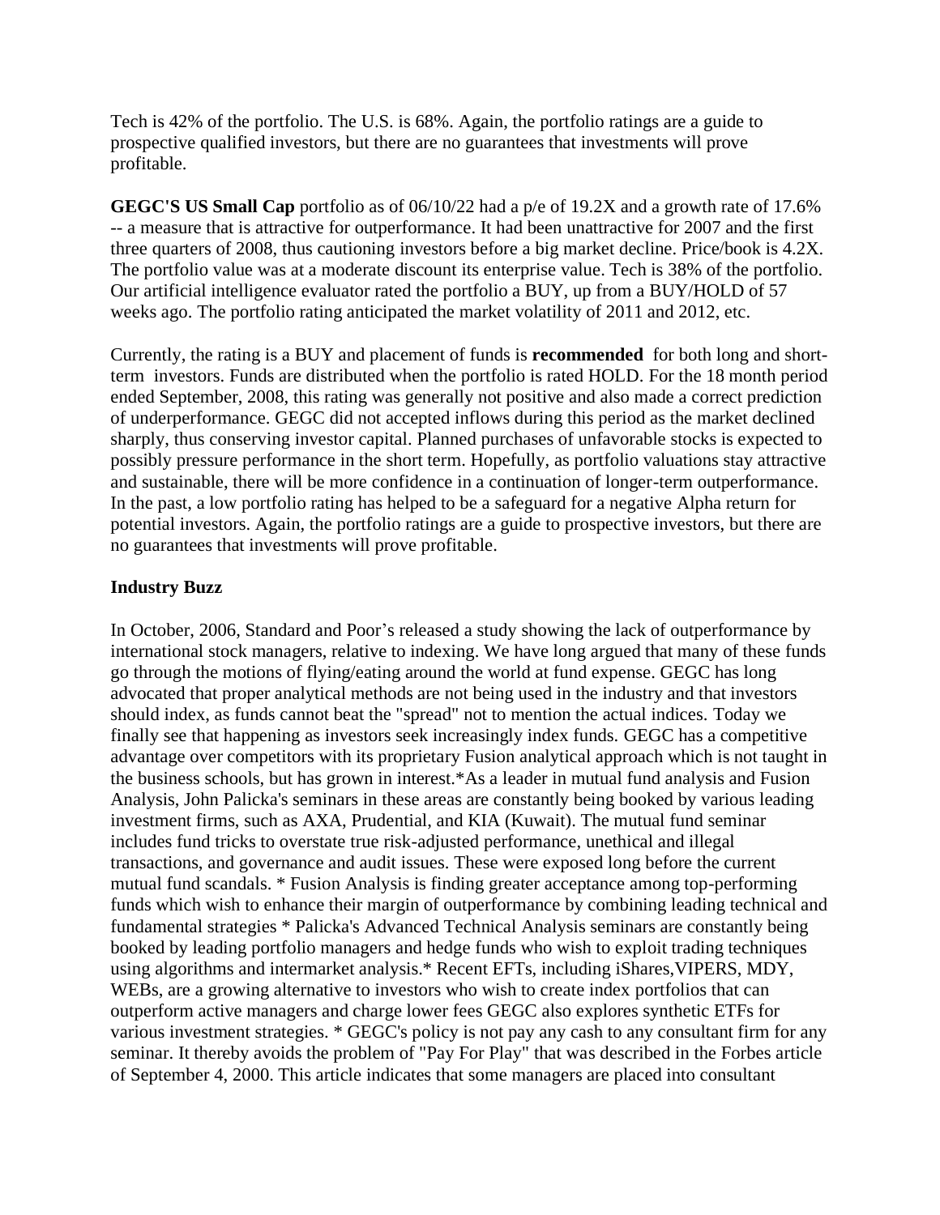Tech is 42% of the portfolio. The U.S. is 68%. Again, the portfolio ratings are a guide to prospective qualified investors, but there are no guarantees that investments will prove profitable.

**GEGC'S US Small Cap** portfolio as of 06/10/22 had a p/e of 19.2X and a growth rate of 17.6% -- a measure that is attractive for outperformance. It had been unattractive for 2007 and the first three quarters of 2008, thus cautioning investors before a big market decline. Price/book is 4.2X. The portfolio value was at a moderate discount its enterprise value. Tech is 38% of the portfolio. Our artificial intelligence evaluator rated the portfolio a BUY, up from a BUY/HOLD of 57 weeks ago. The portfolio rating anticipated the market volatility of 2011 and 2012, etc.

Currently, the rating is a BUY and placement of funds is **recommended** for both long and short-term investors. Funds are distributed when the portfolio is rated HOLD. For the 18 month period ended September, 2008, this rating was generally not positive and also made a correct prediction of underperformance. GEGC did not accepted inflows during this period as the market declined sharply, thus conserving investor capital. Planned purchases of unfavorable stocks is expected to possibly pressure performance in the short term. Hopefully, as portfolio valuations stay attractive and sustainable, there will be more confidence in a continuation of longer-term outperformance. In the past, a low portfolio rating has helped to be a safeguard for a negative Alpha return for potential investors. Again, the portfolio ratings are a guide to prospective investors, but there are no guarantees that investments will prove profitable.

**Industry Buzz**

In October, 2006, Standard and Poor's released a study showing the lack of outperformance by international stock managers, relative to indexing. We have long argued that many of these funds go through the motions of flying/eating around the world at fund expense. GEGC has long advocated that proper analytical methods are not being used in the industry and that investors should index, as funds cannot beat the "spread" not to mention the actual indices. Today we finally see that happening as investors seek increasingly index funds. GEGC has a competitive advantage over competitors with its proprietary Fusion analytical approach which is not taught in the business schools, but has grown in interest.*As a leader in mutual fund analysis and Fusion Analysis, John Palicka's seminars in these areas are constantly being booked by various leading investment firms, such as AXA, Prudential, and KIA (Kuwait). The mutual fund seminar includes fund tricks to overstate true risk-adjusted performance, unethical and illegal transactions, and governance and audit issues. These were exposed long before the current mutual fund scandals. * Fusion Analysis is finding greater acceptance among top-performing funds which wish to enhance their margin of outperformance by combining leading technical and fundamental strategies * Palicka's Advanced Technical Analysis seminars are constantly being booked by leading portfolio managers and hedge funds who wish to exploit trading techniques using algorithms and intermarket analysis.* Recent EFTs, including iShares,VIPERS, MDY, WEBs, are a growing alternative to investors who wish to create index portfolios that can outperform active managers and charge lower fees GEGC also explores synthetic ETFs for various investment strategies. * GEGC's policy is not pay any cash to any consultant firm for any seminar. It thereby avoids the problem of "Pay For Play" that was described in the Forbes article of September 4, 2000. This article indicates that some managers are placed into consultant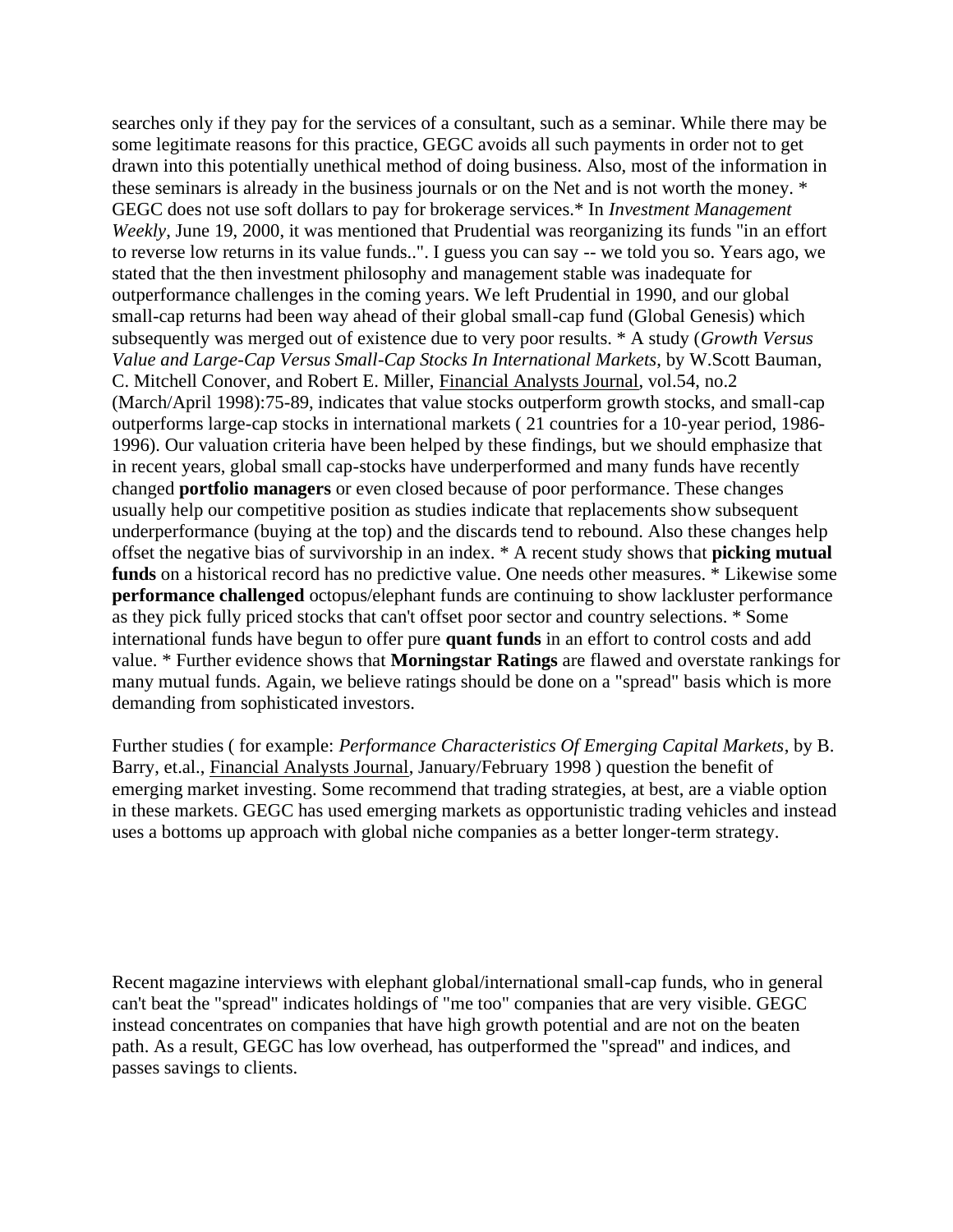searches only if they pay for the services of a consultant, such as a seminar. While there may be some legitimate reasons for this practice, GEGC avoids all such payments in order not to get drawn into this potentially unethical method of doing business. Also, most of the information in these seminars is already in the business journals or on the Net and is not worth the money. * GEGC does not use soft dollars to pay for brokerage services.* In *Investment Management Weekly*, June 19, 2000, it was mentioned that Prudential was reorganizing its funds "in an effort to reverse low returns in its value funds..". I guess you can say -- we told you so. Years ago, we stated that the then investment philosophy and management stable was inadequate for outperformance challenges in the coming years. We left Prudential in 1990, and our global small-cap returns had been way ahead of their global small-cap fund (Global Genesis) which subsequently was merged out of existence due to very poor results. * A study (*Growth Versus Value and Large-Cap Versus Small-Cap Stocks In International Markets*, by W.Scott Bauman, C. Mitchell Conover, and Robert E. Miller, Financial Analysts Journal, vol.54, no.2 (March/April 1998):75-89, indicates that value stocks outperform growth stocks, and small-cap outperforms large-cap stocks in international markets ( 21 countries for a 10-year period, 1986-1996). Our valuation criteria have been helped by these findings, but we should emphasize that in recent years, global small cap-stocks have underperformed and many funds have recently changed **portfolio managers** or even closed because of poor performance. These changes usually help our competitive position as studies indicate that replacements show subsequent underperformance (buying at the top) and the discards tend to rebound. Also these changes help offset the negative bias of survivorship in an index. * A recent study shows that **picking mutual funds** on a historical record has no predictive value. One needs other measures. * Likewise some **performance challenged** octopus/elephant funds are continuing to show lackluster performance as they pick fully priced stocks that can't offset poor sector and country selections. * Some international funds have begun to offer pure **quant funds** in an effort to control costs and add value. * Further evidence shows that **Morningstar Ratings** are flawed and overstate rankings for many mutual funds. Again, we believe ratings should be done on a "spread" basis which is more demanding from sophisticated investors.

Further studies ( for example: *Performance Characteristics Of Emerging Capital Markets*, by B. Barry, et.al., Financial Analysts Journal, January/February 1998 ) question the benefit of emerging market investing. Some recommend that trading strategies, at best, are a viable option in these markets. GEGC has used emerging markets as opportunistic trading vehicles and instead uses a bottoms up approach with global niche companies as a better longer-term strategy.

Recent magazine interviews with elephant global/international small-cap funds, who in general can't beat the "spread" indicates holdings of "me too" companies that are very visible. GEGC instead concentrates on companies that have high growth potential and are not on the beaten path. As a result, GEGC has low overhead, has outperformed the "spread" and indices, and passes savings to clients.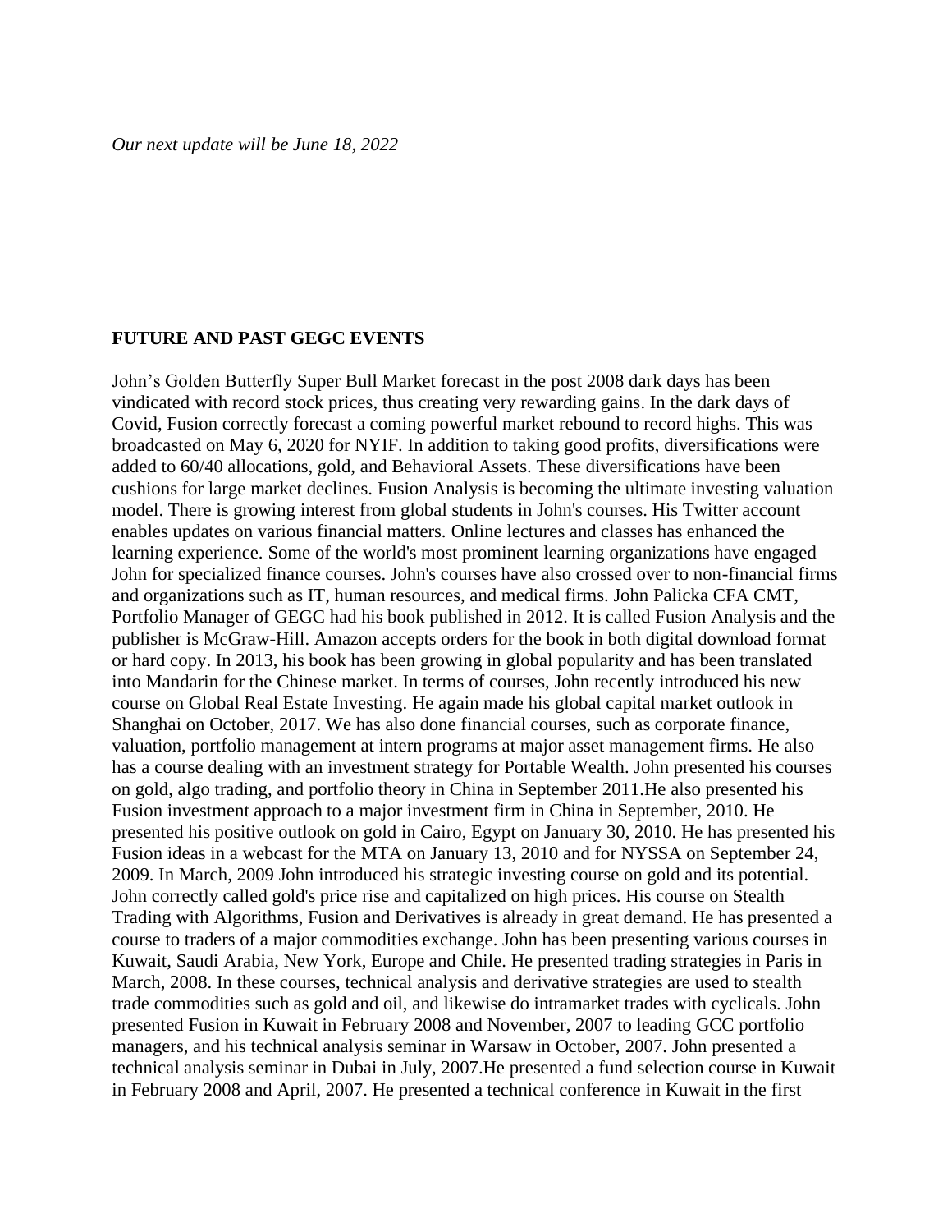*Our next update will be June 18, 2022*

**FUTURE AND PAST GEGC EVENTS**

John's Golden Butterfly Super Bull Market forecast in the post 2008 dark days has been vindicated with record stock prices, thus creating very rewarding gains. In the dark days of Covid, Fusion correctly forecast a coming powerful market rebound to record highs. This was broadcasted on May 6, 2020 for NYIF. In addition to taking good profits, diversifications were added to 60/40 allocations, gold, and Behavioral Assets. These diversifications have been cushions for large market declines. Fusion Analysis is becoming the ultimate investing valuation model. There is growing interest from global students in John's courses. His Twitter account enables updates on various financial matters. Online lectures and classes has enhanced the learning experience. Some of the world's most prominent learning organizations have engaged John for specialized finance courses. John's courses have also crossed over to non-financial firms and organizations such as IT, human resources, and medical firms. John Palicka CFA CMT, Portfolio Manager of GEGC had his book published in 2012. It is called Fusion Analysis and the publisher is McGraw-Hill. Amazon accepts orders for the book in both digital download format or hard copy. In 2013, his book has been growing in global popularity and has been translated into Mandarin for the Chinese market. In terms of courses, John recently introduced his new course on Global Real Estate Investing. He again made his global capital market outlook in Shanghai on October, 2017. We has also done financial courses, such as corporate finance, valuation, portfolio management at intern programs at major asset management firms. He also has a course dealing with an investment strategy for Portable Wealth. John presented his courses on gold, algo trading, and portfolio theory in China in September 2011.He also presented his Fusion investment approach to a major investment firm in China in September, 2010. He presented his positive outlook on gold in Cairo, Egypt on January 30, 2010. He has presented his Fusion ideas in a webcast for the MTA on January 13, 2010 and for NYSSA on September 24, 2009. In March, 2009 John introduced his strategic investing course on gold and its potential. John correctly called gold's price rise and capitalized on high prices. His course on Stealth Trading with Algorithms, Fusion and Derivatives is already in great demand. He has presented a course to traders of a major commodities exchange. John has been presenting various courses in Kuwait, Saudi Arabia, New York, Europe and Chile. He presented trading strategies in Paris in March, 2008. In these courses, technical analysis and derivative strategies are used to stealth trade commodities such as gold and oil, and likewise do intramarket trades with cyclicals. John presented Fusion in Kuwait in February 2008 and November, 2007 to leading GCC portfolio managers, and his technical analysis seminar in Warsaw in October, 2007. John presented a technical analysis seminar in Dubai in July, 2007.He presented a fund selection course in Kuwait in February 2008 and April, 2007. He presented a technical conference in Kuwait in the first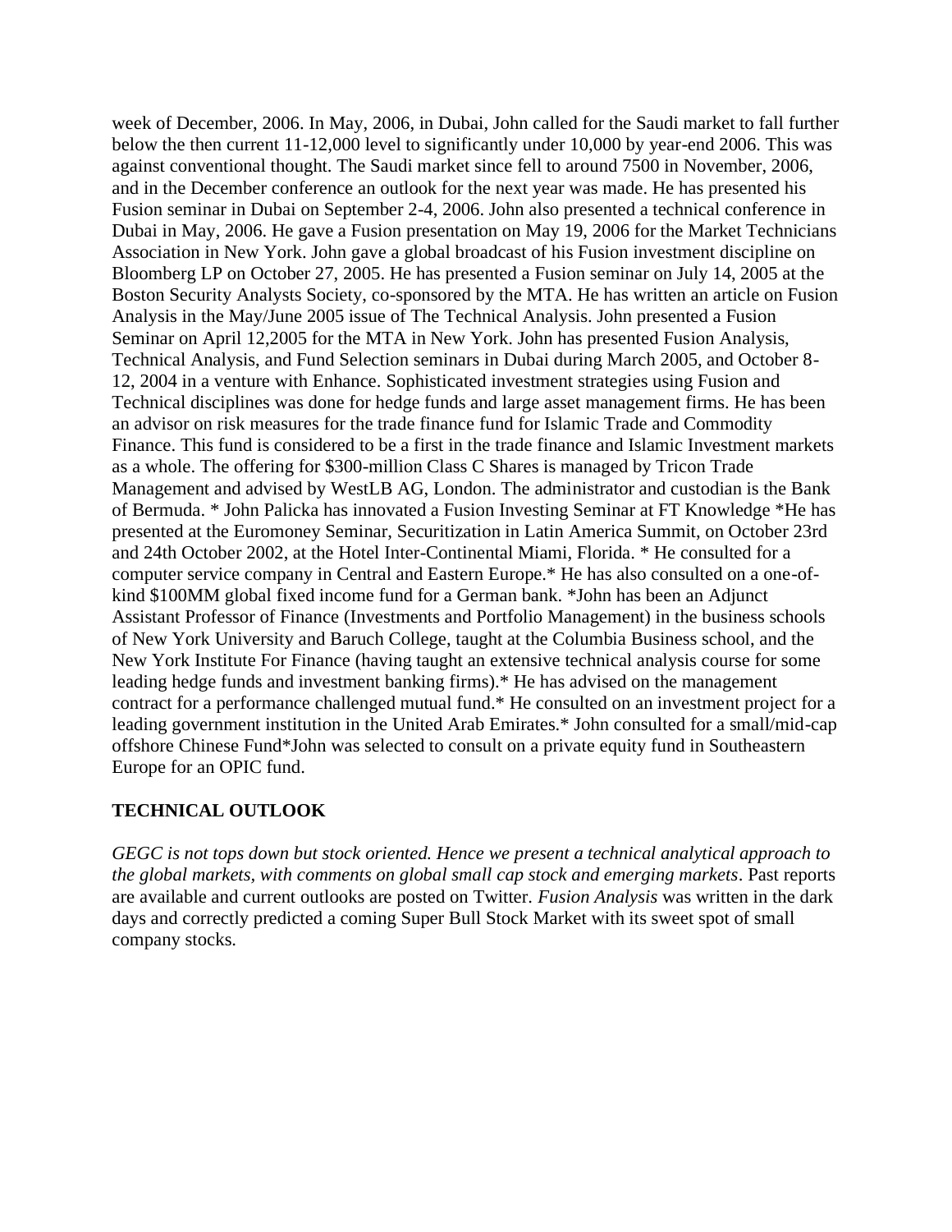week of December, 2006. In May, 2006, in Dubai, John called for the Saudi market to fall further below the then current 11-12,000 level to significantly under 10,000 by year-end 2006. This was against conventional thought. The Saudi market since fell to around 7500 in November, 2006, and in the December conference an outlook for the next year was made. He has presented his Fusion seminar in Dubai on September 2-4, 2006. John also presented a technical conference in Dubai in May, 2006. He gave a Fusion presentation on May 19, 2006 for the Market Technicians Association in New York. John gave a global broadcast of his Fusion investment discipline on Bloomberg LP on October 27, 2005. He has presented a Fusion seminar on July 14, 2005 at the Boston Security Analysts Society, co-sponsored by the MTA. He has written an article on Fusion Analysis in the May/June 2005 issue of The Technical Analysis. John presented a Fusion Seminar on April 12,2005 for the MTA in New York. John has presented Fusion Analysis, Technical Analysis, and Fund Selection seminars in Dubai during March 2005, and October 8-12, 2004 in a venture with Enhance. Sophisticated investment strategies using Fusion and Technical disciplines was done for hedge funds and large asset management firms. He has been an advisor on risk measures for the trade finance fund for Islamic Trade and Commodity Finance. This fund is considered to be a first in the trade finance and Islamic Investment markets as a whole. The offering for $300-million Class C Shares is managed by Tricon Trade Management and advised by WestLB AG, London. The administrator and custodian is the Bank of Bermuda. * John Palicka has innovated a Fusion Investing Seminar at FT Knowledge *He has presented at the Euromoney Seminar, Securitization in Latin America Summit, on October 23rd and 24th October 2002, at the Hotel Inter-Continental Miami, Florida. * He consulted for a computer service company in Central and Eastern Europe.* He has also consulted on a one-of-kind $100MM global fixed income fund for a German bank. *John has been an Adjunct Assistant Professor of Finance (Investments and Portfolio Management) in the business schools of New York University and Baruch College, taught at the Columbia Business school, and the New York Institute For Finance (having taught an extensive technical analysis course for some leading hedge funds and investment banking firms).* He has advised on the management contract for a performance challenged mutual fund.* He consulted on an investment project for a leading government institution in the United Arab Emirates.* John consulted for a small/mid-cap offshore Chinese Fund*John was selected to consult on a private equity fund in Southeastern Europe for an OPIC fund.

## TECHNICAL OUTLOOK

*GEGC is not tops down but stock oriented. Hence we present a technical analytical approach to the global markets, with comments on global small cap stock and emerging markets*. Past reports are available and current outlooks are posted on Twitter. *Fusion Analysis* was written in the dark days and correctly predicted a coming Super Bull Stock Market with its sweet spot of small company stocks.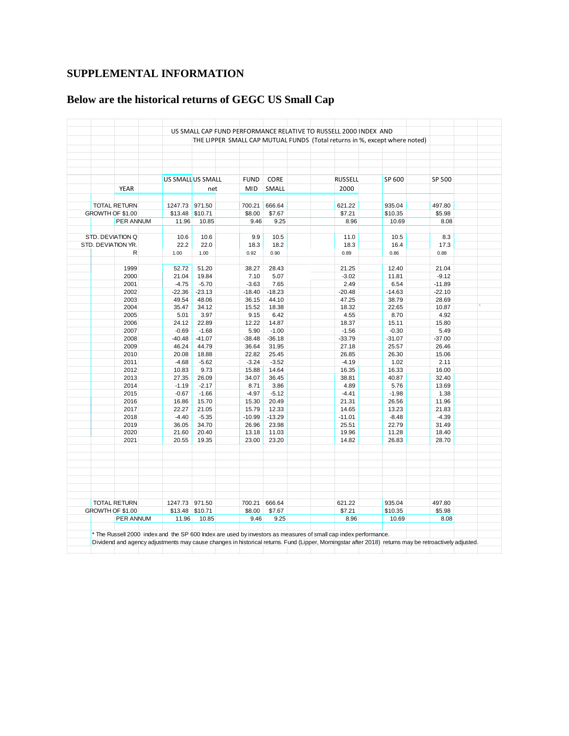## SUPPLEMENTAL INFORMATION

## Below are the historical returns of GEGC US Small Cap

US SMALL CAP FUND PERFORMANCE RELATIVE TO RUSSELL 2000 INDEX AND THE LIPPER SMALL CAP MUTUAL FUNDS (Total returns in %, except where noted)

| YEAR | US SMALL | US SMALL net | FUND MID | CORE SMALL | RUSSELL 2000 | SP 600 | SP 500 |
|---|---|---|---|---|---|---|---|
| TOTAL RETURN | 1247.73 | 971.50 | 700.21 | 666.64 | 621.22 | 935.04 | 497.80 |
| GROWTH OF $1.00 | $13.48 | $10.71 | $8.00 | $7.67 | $7.21 | $10.35 | $5.98 |
| PER ANNUM | 11.96 | 10.85 | 9.46 | 9.25 | 8.96 | 10.69 | 8.08 |
| STD. DEVIATION Q | 10.6 | 10.6 | 9.9 | 10.5 | 11.0 | 10.5 | 8.3 |
| STD. DEVIATION YR. | 22.2 | 22.0 | 18.3 | 18.2 | 18.3 | 16.4 | 17.3 |
| R | 1.00 | 1.00 | 0.92 | 0.90 | 0.89 | 0.86 | 0.88 |
| 1999 | 52.72 | 51.20 | 38.27 | 28.43 | 21.25 | 12.40 | 21.04 |
| 2000 | 21.04 | 19.84 | 7.10 | 5.07 | -3.02 | 11.81 | -9.12 |
| 2001 | -4.75 | -5.70 | -3.63 | 7.65 | 2.49 | 6.54 | -11.89 |
| 2002 | -22.36 | -23.13 | -18.40 | -18.23 | -20.48 | -14.63 | -22.10 |
| 2003 | 49.54 | 48.06 | 36.15 | 44.10 | 47.25 | 38.79 | 28.69 |
| 2004 | 35.47 | 34.12 | 15.52 | 18.38 | 18.32 | 22.65 | 10.87 |
| 2005 | 5.01 | 3.97 | 9.15 | 6.42 | 4.55 | 8.70 | 4.92 |
| 2006 | 24.12 | 22.89 | 12.22 | 14.87 | 18.37 | 15.11 | 15.80 |
| 2007 | -0.69 | -1.68 | 5.90 | -1.00 | -1.56 | -0.30 | 5.49 |
| 2008 | -40.48 | -41.07 | -38.48 | -36.18 | -33.79 | -31.07 | -37.00 |
| 2009 | 46.24 | 44.79 | 36.64 | 31.95 | 27.18 | 25.57 | 26.46 |
| 2010 | 20.08 | 18.88 | 22.82 | 25.45 | 26.85 | 26.30 | 15.06 |
| 2011 | -4.68 | -5.62 | -3.24 | -3.52 | -4.19 | 1.02 | 2.11 |
| 2012 | 10.83 | 9.73 | 15.88 | 14.64 | 16.35 | 16.33 | 16.00 |
| 2013 | 27.35 | 26.09 | 34.07 | 36.45 | 38.81 | 40.87 | 32.40 |
| 2014 | -1.19 | -2.17 | 8.71 | 3.86 | 4.89 | 5.76 | 13.69 |
| 2015 | -0.67 | -1.66 | -4.97 | -5.12 | -4.41 | -1.98 | 1.38 |
| 2016 | 16.86 | 15.70 | 15.30 | 20.49 | 21.31 | 26.56 | 11.96 |
| 2017 | 22.27 | 21.05 | 15.79 | 12.33 | 14.65 | 13.23 | 21.83 |
| 2018 | -4.40 | -5.35 | -10.99 | -13.29 | -11.01 | -8.48 | -4.39 |
| 2019 | 36.05 | 34.70 | 26.96 | 23.98 | 25.51 | 22.79 | 31.49 |
| 2020 | 21.60 | 20.40 | 13.18 | 11.03 | 19.96 | 11.28 | 18.40 |
| 2021 | 20.55 | 19.35 | 23.00 | 23.20 | 14.82 | 26.83 | 28.70 |
| TOTAL RETURN | 1247.73 | 971.50 | 700.21 | 666.64 | 621.22 | 935.04 | 497.80 |
| GROWTH OF $1.00 | $13.48 | $10.71 | $8.00 | $7.67 | $7.21 | $10.35 | $5.98 |
| PER ANNUM | 11.96 | 10.85 | 9.46 | 9.25 | 8.96 | 10.69 | 8.08 |

* The Russell 2000 index and the SP 600 Index are used by investors as measures of small cap index performance.

Dividend and agency adjustments may cause changes in historical returns. Fund (Lipper, Morningstar after 2018) returns may be retroactively adjusted.